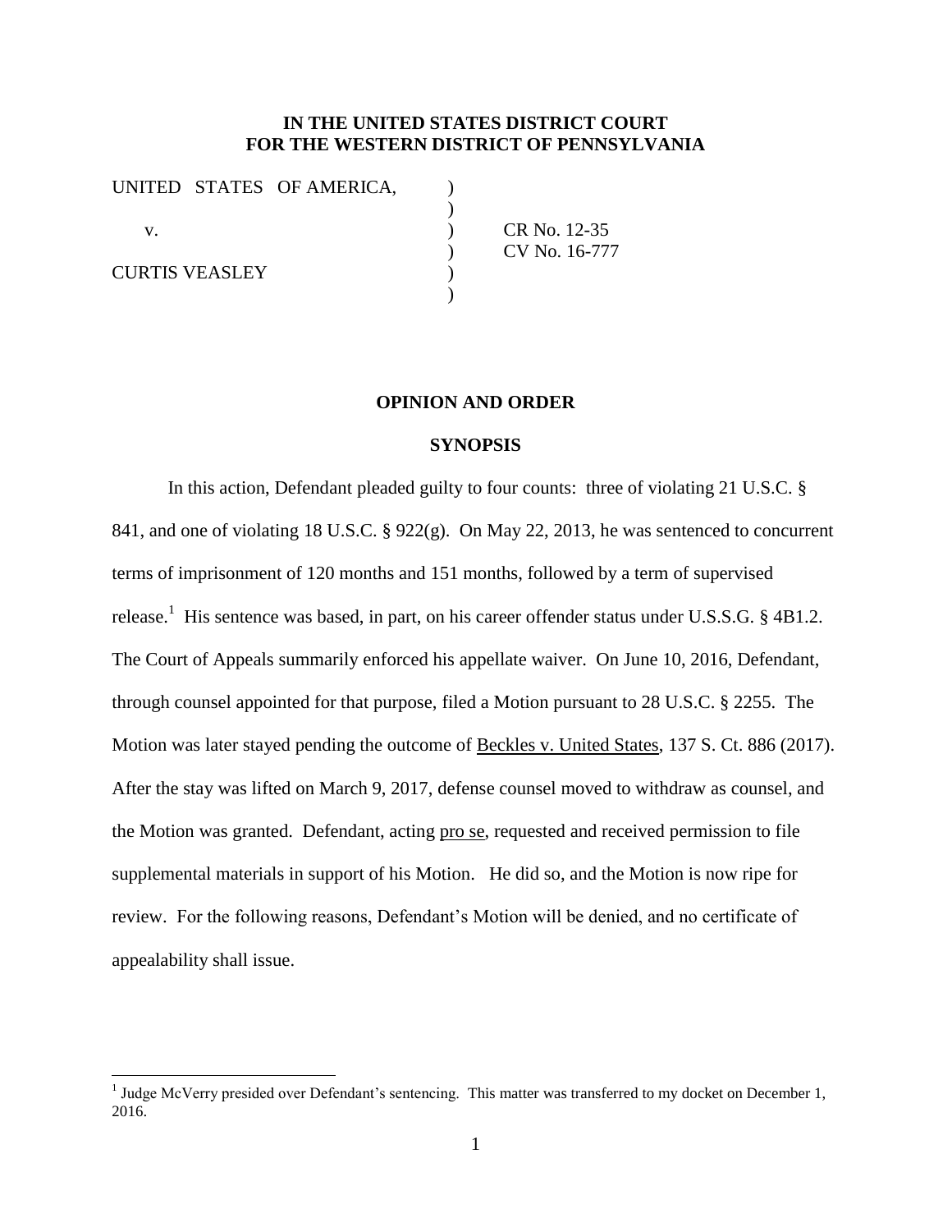**IN THE UNITED STATES DISTRICT COURT**
**FOR THE WESTERN DISTRICT OF PENNSYLVANIA**

UNITED STATES OF AMERICA, )
)
v. ) CR No. 12-35
) CV No. 16-777
CURTIS VEASLEY )
)

## OPINION AND ORDER

### SYNOPSIS

In this action, Defendant pleaded guilty to four counts: three of violating 21 U.S.C. § 841, and one of violating 18 U.S.C. § 922(g). On May 22, 2013, he was sentenced to concurrent terms of imprisonment of 120 months and 151 months, followed by a term of supervised release.[1] His sentence was based, in part, on his career offender status under U.S.S.G. § 4B1.2. The Court of Appeals summarily enforced his appellate waiver. On June 10, 2016, Defendant, through counsel appointed for that purpose, filed a Motion pursuant to 28 U.S.C. § 2255. The Motion was later stayed pending the outcome of Beckles v. United States, 137 S. Ct. 886 (2017). After the stay was lifted on March 9, 2017, defense counsel moved to withdraw as counsel, and the Motion was granted. Defendant, acting pro se, requested and received permission to file supplemental materials in support of his Motion. He did so, and the Motion is now ripe for review. For the following reasons, Defendant's Motion will be denied, and no certificate of appealability shall issue.

---

[1] Judge McVerry presided over Defendant's sentencing. This matter was transferred to my docket on December 1, 2016.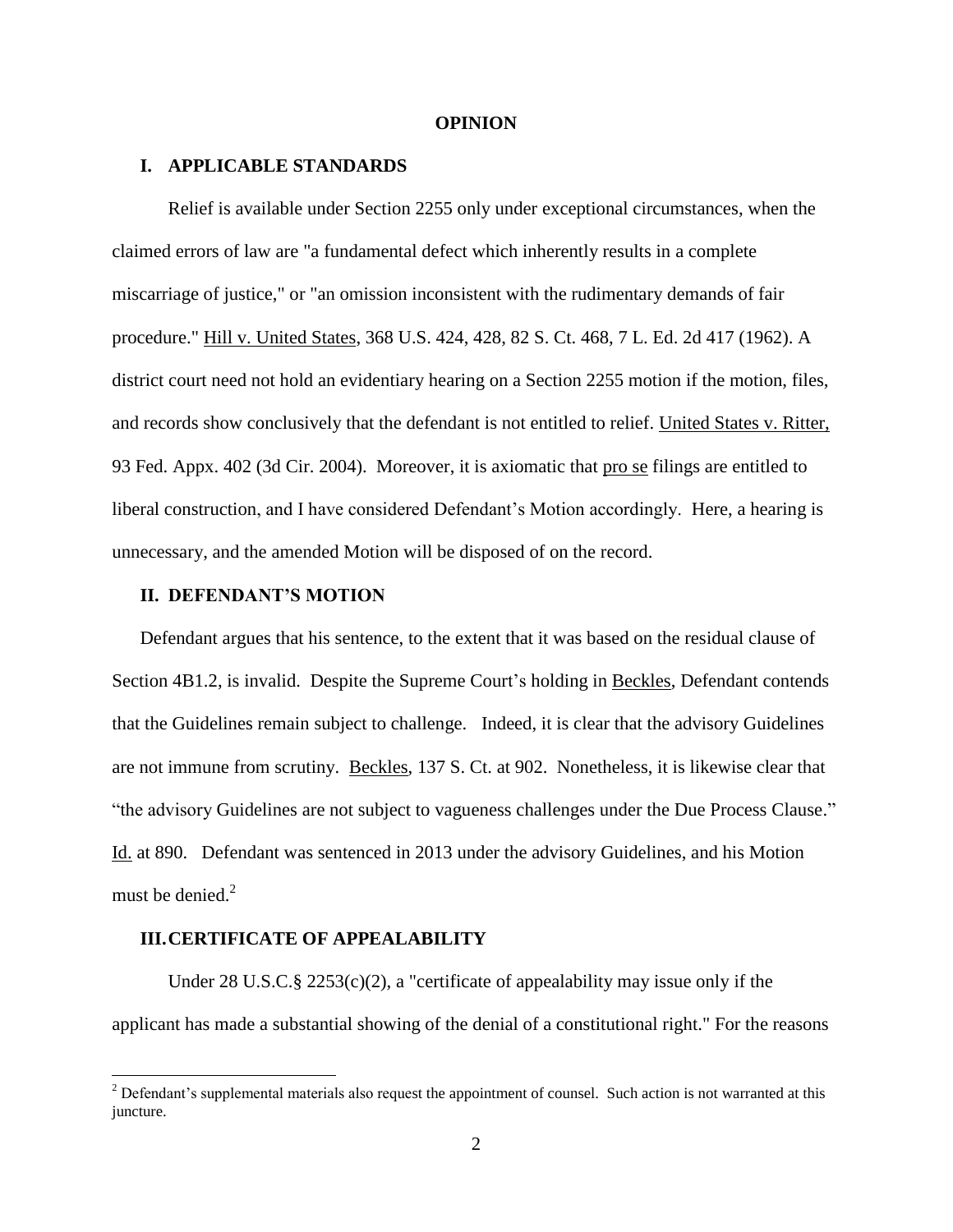## OPINION

### I. APPLICABLE STANDARDS

Relief is available under Section 2255 only under exceptional circumstances, when the claimed errors of law are "a fundamental defect which inherently results in a complete miscarriage of justice," or "an omission inconsistent with the rudimentary demands of fair procedure." Hill v. United States, 368 U.S. 424, 428, 82 S. Ct. 468, 7 L. Ed. 2d 417 (1962). A district court need not hold an evidentiary hearing on a Section 2255 motion if the motion, files, and records show conclusively that the defendant is not entitled to relief. United States v. Ritter, 93 Fed. Appx. 402 (3d Cir. 2004). Moreover, it is axiomatic that pro se filings are entitled to liberal construction, and I have considered Defendant's Motion accordingly. Here, a hearing is unnecessary, and the amended Motion will be disposed of on the record.

### II. DEFENDANT'S MOTION

Defendant argues that his sentence, to the extent that it was based on the residual clause of Section 4B1.2, is invalid. Despite the Supreme Court's holding in Beckles, Defendant contends that the Guidelines remain subject to challenge. Indeed, it is clear that the advisory Guidelines are not immune from scrutiny. Beckles, 137 S. Ct. at 902. Nonetheless, it is likewise clear that "the advisory Guidelines are not subject to vagueness challenges under the Due Process Clause." Id. at 890. Defendant was sentenced in 2013 under the advisory Guidelines, and his Motion must be denied.[2]

### III. CERTIFICATE OF APPEALABILITY

Under 28 U.S.C.§ 2253(c)(2), a "certificate of appealability may issue only if the applicant has made a substantial showing of the denial of a constitutional right." For the reasons

[2] Defendant's supplemental materials also request the appointment of counsel. Such action is not warranted at this juncture.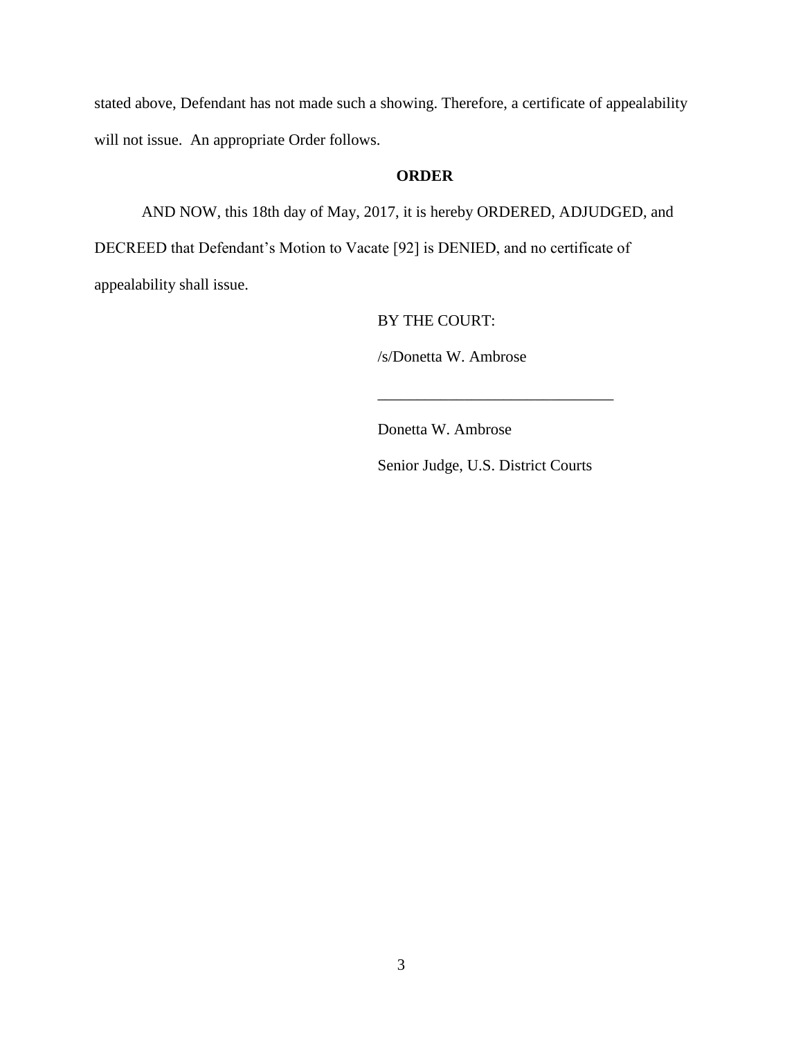stated above, Defendant has not made such a showing. Therefore, a certificate of appealability will not issue. An appropriate Order follows.

**ORDER**

AND NOW, this 18th day of May, 2017, it is hereby ORDERED, ADJUDGED, and DECREED that Defendant's Motion to Vacate [92] is DENIED, and no certificate of appealability shall issue.

BY THE COURT:

/s/Donetta W. Ambrose

______________________________

Donetta W. Ambrose

Senior Judge, U.S. District Courts